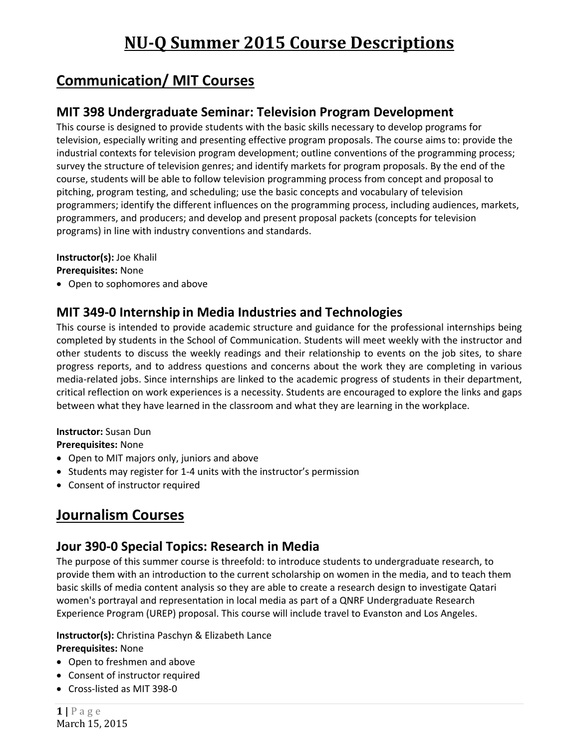# NU-Q Summer 2015 Course Descriptions

## Communication/ MIT Courses

### MIT 398 Undergraduate Seminar: Television Program Development

This course is designed to provide students with the basic skills necessary to develop programs for television, especially writing and presenting effective program proposals. The course aims to: provide the industrial contexts for television program development; outline conventions of the programming process; survey the structure of television genres; and identify markets for program proposals. By the end of the course, students will be able to follow television programming process from concept and proposal to pitching, program testing, and scheduling; use the basic concepts and vocabulary of television programmers; identify the different influences on the programming process, including audiences, markets, programmers, and producers; and develop and present proposal packets (concepts for television programs) in line with industry conventions and standards.

**Instructor(s):** Joe Khalil
**Prerequisites:** None

- Open to sophomores and above

### MIT 349-0 Internship in Media Industries and Technologies

This course is intended to provide academic structure and guidance for the professional internships being completed by students in the School of Communication. Students will meet weekly with the instructor and other students to discuss the weekly readings and their relationship to events on the job sites, to share progress reports, and to address questions and concerns about the work they are completing in various media-related jobs. Since internships are linked to the academic progress of students in their department, critical reflection on work experiences is a necessity. Students are encouraged to explore the links and gaps between what they have learned in the classroom and what they are learning in the workplace.

**Instructor:** Susan Dun
**Prerequisites:** None

- Open to MIT majors only, juniors and above
- Students may register for 1-4 units with the instructor's permission
- Consent of instructor required

## Journalism Courses

### Jour 390-0 Special Topics: Research in Media

The purpose of this summer course is threefold: to introduce students to undergraduate research, to provide them with an introduction to the current scholarship on women in the media, and to teach them basic skills of media content analysis so they are able to create a research design to investigate Qatari women's portrayal and representation in local media as part of a QNRF Undergraduate Research Experience Program (UREP) proposal. This course will include travel to Evanston and Los Angeles.

**Instructor(s):** Christina Paschyn & Elizabeth Lance
**Prerequisites:** None

- Open to freshmen and above
- Consent of instructor required
- Cross-listed as MIT 398-0

March 15, 2015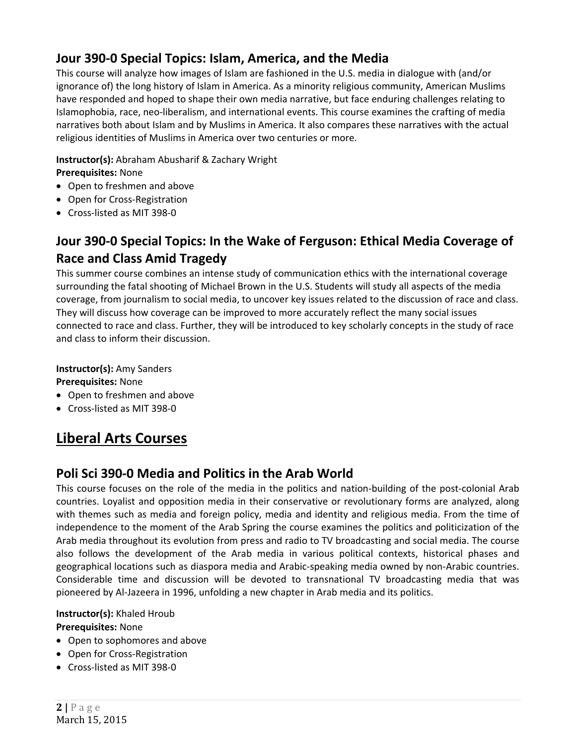### Jour 390-0 Special Topics: Islam, America, and the Media

This course will analyze how images of Islam are fashioned in the U.S. media in dialogue with (and/or ignorance of) the long history of Islam in America. As a minority religious community, American Muslims have responded and hoped to shape their own media narrative, but face enduring challenges relating to Islamophobia, race, neo-liberalism, and international events. This course examines the crafting of media narratives both about Islam and by Muslims in America. It also compares these narratives with the actual religious identities of Muslims in America over two centuries or more.

**Instructor(s):** Abraham Abusharif & Zachary Wright
**Prerequisites:** None

- Open to freshmen and above
- Open for Cross-Registration
- Cross-listed as MIT 398-0

### Jour 390-0 Special Topics: In the Wake of Ferguson: Ethical Media Coverage of Race and Class Amid Tragedy

This summer course combines an intense study of communication ethics with the international coverage surrounding the fatal shooting of Michael Brown in the U.S. Students will study all aspects of the media coverage, from journalism to social media, to uncover key issues related to the discussion of race and class. They will discuss how coverage can be improved to more accurately reflect the many social issues connected to race and class. Further, they will be introduced to key scholarly concepts in the study of race and class to inform their discussion.

**Instructor(s):** Amy Sanders
**Prerequisites:** None

- Open to freshmen and above
- Cross-listed as MIT 398-0

## Liberal Arts Courses

### Poli Sci 390-0 Media and Politics in the Arab World

This course focuses on the role of the media in the politics and nation-building of the post-colonial Arab countries. Loyalist and opposition media in their conservative or revolutionary forms are analyzed, along with themes such as media and foreign policy, media and identity and religious media. From the time of independence to the moment of the Arab Spring the course examines the politics and politicization of the Arab media throughout its evolution from press and radio to TV broadcasting and social media. The course also follows the development of the Arab media in various political contexts, historical phases and geographical locations such as diaspora media and Arabic-speaking media owned by non-Arabic countries. Considerable time and discussion will be devoted to transnational TV broadcasting media that was pioneered by Al-Jazeera in 1996, unfolding a new chapter in Arab media and its politics.

**Instructor(s):** Khaled Hroub
**Prerequisites:** None

- Open to sophomores and above
- Open for Cross-Registration
- Cross-listed as MIT 398-0